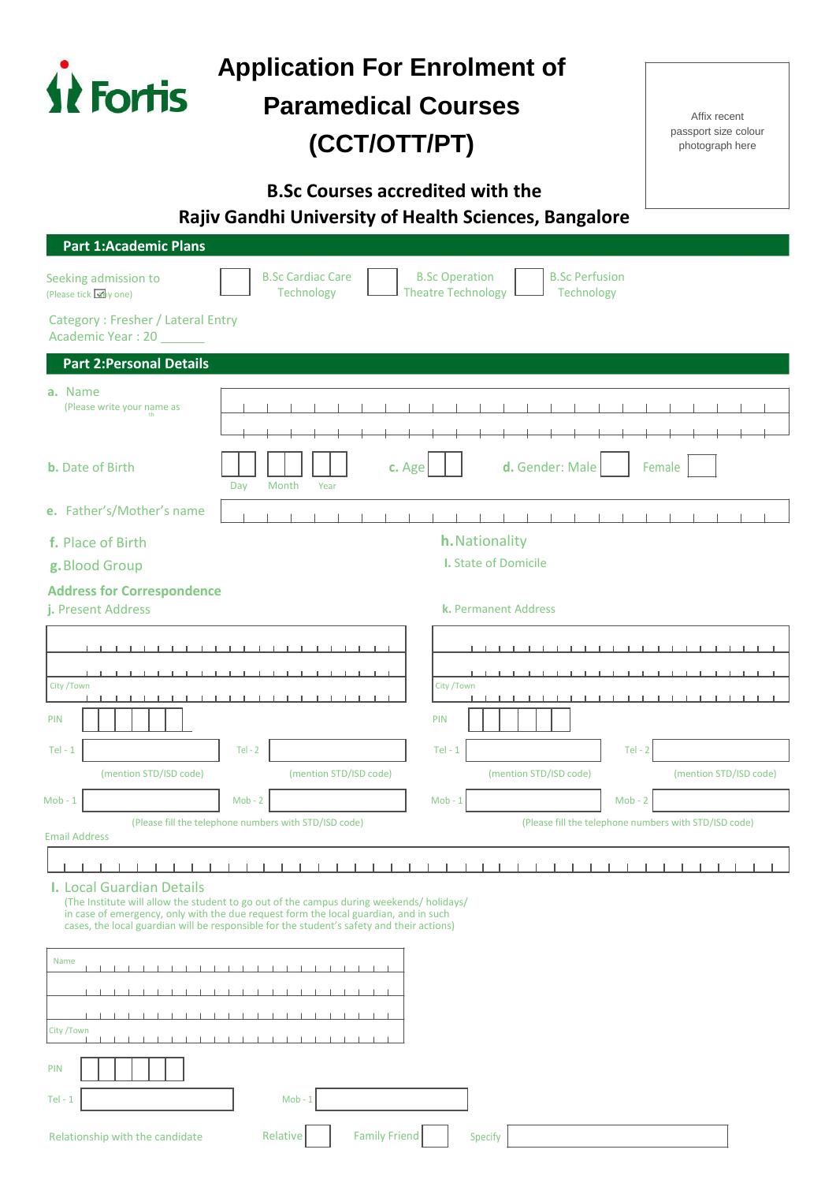Fortis

# Application For Enrolment of Paramedical Courses (CCT/OTT/PT)

Affix recent passport size colour photograph here

## B.Sc Courses accredited with the Rajiv Gandhi University of Health Sciences, Bangalore

## Part 1:Academic Plans

Seeking admission to
(Please tick ☑ any one)

☐ B.Sc Cardiac Care Technology ☐ B.Sc Operation Theatre Technology ☐ B.Sc Perfusion Technology

Category : Fresher / Lateral Entry
Academic Year : 20 ______

## Part 2:Personal Details

**a.** Name
(Please write your name as

**b.** Date of Birth ☐☐ Day ☐☐ Month ☐☐ Year

**c.** Age ☐☐

**d.** Gender: Male ☐ Female ☐

**e.** Father's/Mother's name

**f.** Place of Birth

**g.** Blood Group

**h.** Nationality

**I.** State of Domicile

**Address for Correspondence**

**j.** Present Address

City /Town

PIN

Tel - 1 (mention STD/ISD code)

Tel - 2 (mention STD/ISD code)

Mob - 1

Mob - 2

(Please fill the telephone numbers with STD/ISD code)

**k.** Permanent Address

City /Town

PIN

Tel - 1 (mention STD/ISD code)

Tel - 2 (mention STD/ISD code)

Mob - 1

Mob - 2

(Please fill the telephone numbers with STD/ISD code)

Email Address

**l.** Local Guardian Details
(The Institute will allow the student to go out of the campus during weekends/ holidays/ in case of emergency, only with the due request form the local guardian, and in such cases, the local guardian will be responsible for the student's safety and their actions)

Name

City /Town

PIN

Tel - 1

Mob - 1

Relationship with the candidate Relative ☐ Family Friend ☐ Specify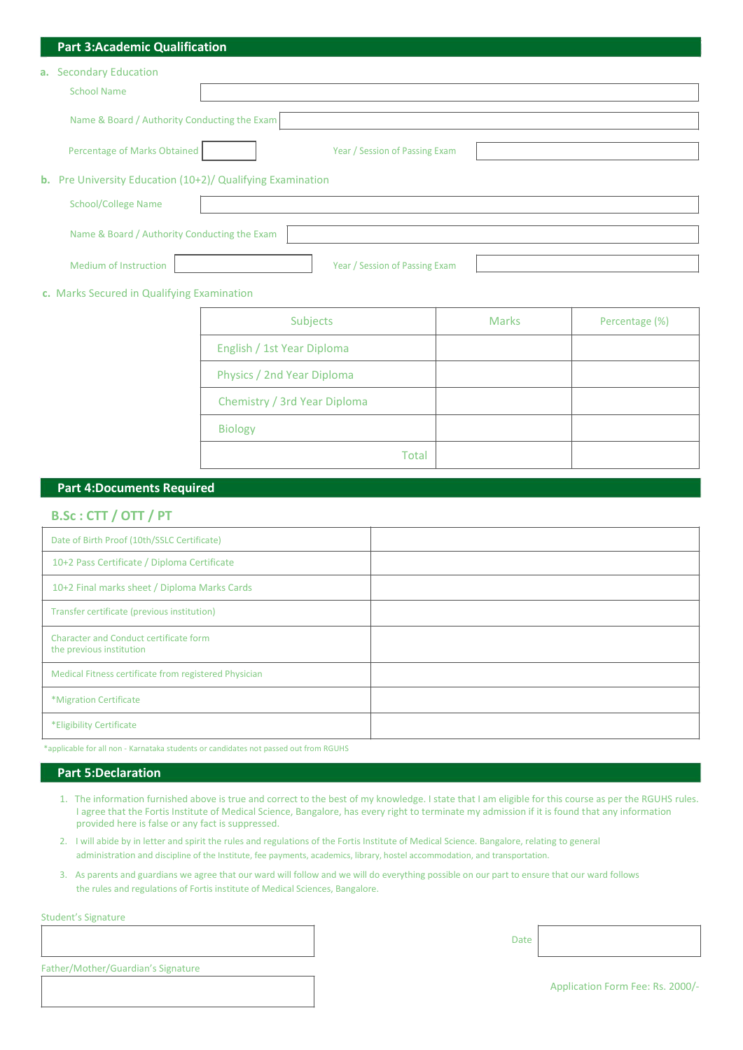## Part 3:Academic Qualification

**a.** Secondary Education

School Name

Name & Board / Authority Conducting the Exam

Percentage of Marks Obtained

Year / Session of Passing Exam

**b.** Pre University Education (10+2)/ Qualifying Examination

School/College Name

Name & Board / Authority Conducting the Exam

Medium of Instruction

Year / Session of Passing Exam

**c.** Marks Secured in Qualifying Examination

| Subjects | Marks | Percentage (%) |
|---|---|---|
| English / 1st Year Diploma | | |
| Physics / 2nd Year Diploma | | |
| Chemistry / 3rd Year Diploma | | |
| Biology | | |
| Total | | |

## Part 4:Documents Required

### B.Sc : CTT / OTT / PT

| | |
|---|---|
| Date of Birth Proof (10th/SSLC Certificate) | |
| 10+2 Pass Certificate / Diploma Certificate | |
| 10+2 Final marks sheet / Diploma Marks Cards | |
| Transfer certificate (previous institution) | |
| Character and Conduct certificate form the previous institution | |
| Medical Fitness certificate from registered Physician | |
| *Migration Certificate | |
| *Eligibility Certificate | |

*applicable for all non - Karnataka students or candidates not passed out from RGUHS

## Part 5:Declaration

1. The information furnished above is true and correct to the best of my knowledge. I state that I am eligible for this course as per the RGUHS rules. I agree that the Fortis Institute of Medical Science, Bangalore, has every right to terminate my admission if it is found that any information provided here is false or any fact is suppressed.
2. I will abide by in letter and spirit the rules and regulations of the Fortis Institute of Medical Science. Bangalore, relating to general administration and discipline of the Institute, fee payments, academics, library, hostel accommodation, and transportation.
3. As parents and guardians we agree that our ward will follow and we will do everything possible on our part to ensure that our ward follows the rules and regulations of Fortis institute of Medical Sciences, Bangalore.

Student's Signature

Date

Father/Mother/Guardian's Signature

Application Form Fee: Rs. 2000/-